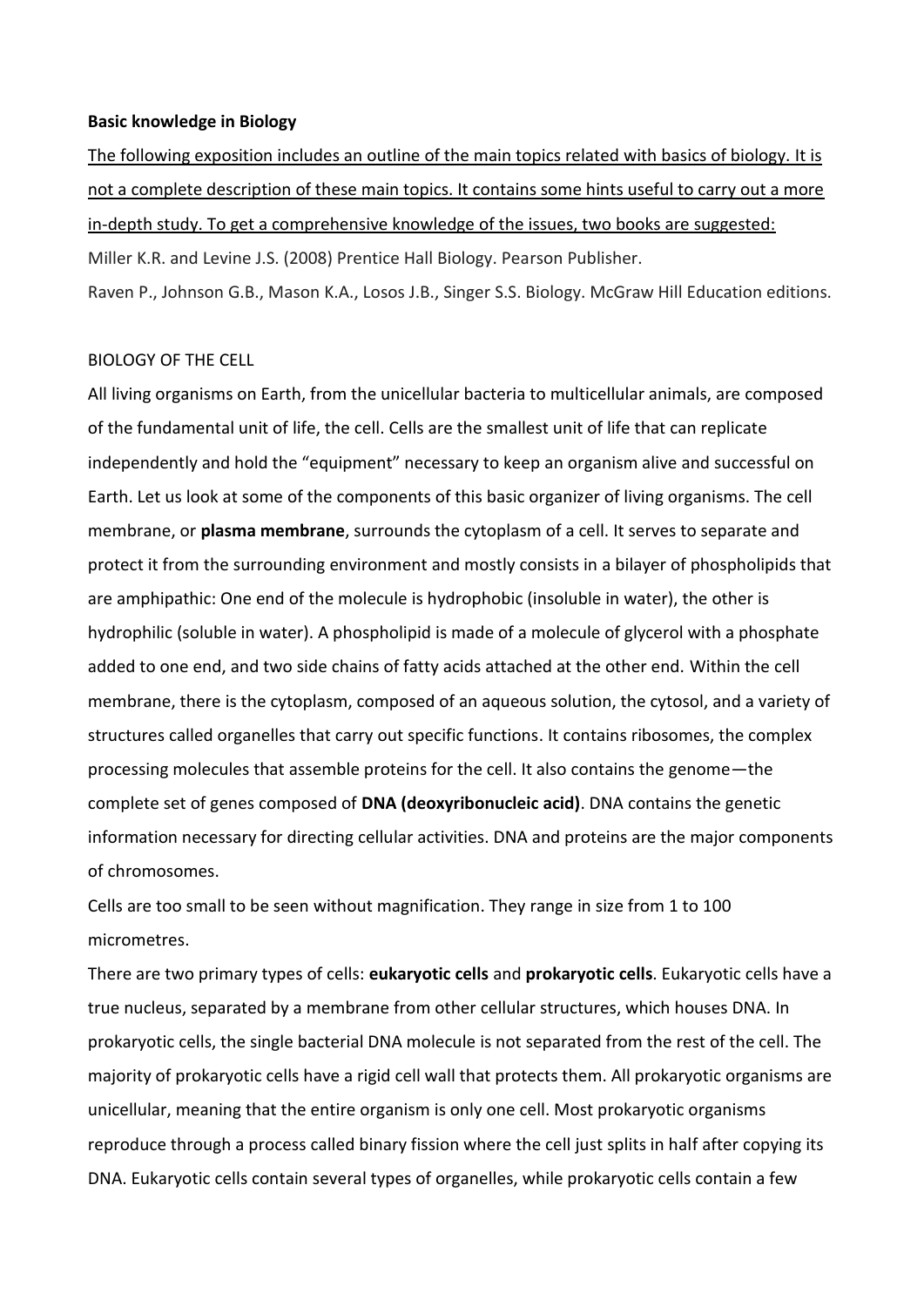**Basic knowledge in Biology**

<u>The following exposition includes an outline of the main topics related with basics of biology. It is not a complete description of these main topics. It contains some hints useful to carry out a more in-depth study. To get a comprehensive knowledge of the issues, two books are suggested:</u>

Miller K.R. and Levine J.S. (2008) Prentice Hall Biology. Pearson Publisher.

Raven P., Johnson G.B., Mason K.A., Losos J.B., Singer S.S. Biology. McGraw Hill Education editions.

BIOLOGY OF THE CELL

All living organisms on Earth, from the unicellular bacteria to multicellular animals, are composed of the fundamental unit of life, the cell. Cells are the smallest unit of life that can replicate independently and hold the "equipment" necessary to keep an organism alive and successful on Earth. Let us look at some of the components of this basic organizer of living organisms. The cell membrane, or **plasma membrane**, surrounds the cytoplasm of a cell. It serves to separate and protect it from the surrounding environment and mostly consists in a bilayer of phospholipids that are amphipathic: One end of the molecule is hydrophobic (insoluble in water), the other is hydrophilic (soluble in water). A phospholipid is made of a molecule of glycerol with a phosphate added to one end, and two side chains of fatty acids attached at the other end. Within the cell membrane, there is the cytoplasm, composed of an aqueous solution, the cytosol, and a variety of structures called organelles that carry out specific functions. It contains ribosomes, the complex processing molecules that assemble proteins for the cell. It also contains the genome—the complete set of genes composed of **DNA (deoxyribonucleic acid)**. DNA contains the genetic information necessary for directing cellular activities. DNA and proteins are the major components of chromosomes.

Cells are too small to be seen without magnification. They range in size from 1 to 100 micrometres.

There are two primary types of cells: **eukaryotic cells** and **prokaryotic cells**. Eukaryotic cells have a true nucleus, separated by a membrane from other cellular structures, which houses DNA. In prokaryotic cells, the single bacterial DNA molecule is not separated from the rest of the cell. The majority of prokaryotic cells have a rigid cell wall that protects them. All prokaryotic organisms are unicellular, meaning that the entire organism is only one cell. Most prokaryotic organisms reproduce through a process called binary fission where the cell just splits in half after copying its DNA. Eukaryotic cells contain several types of organelles, while prokaryotic cells contain a few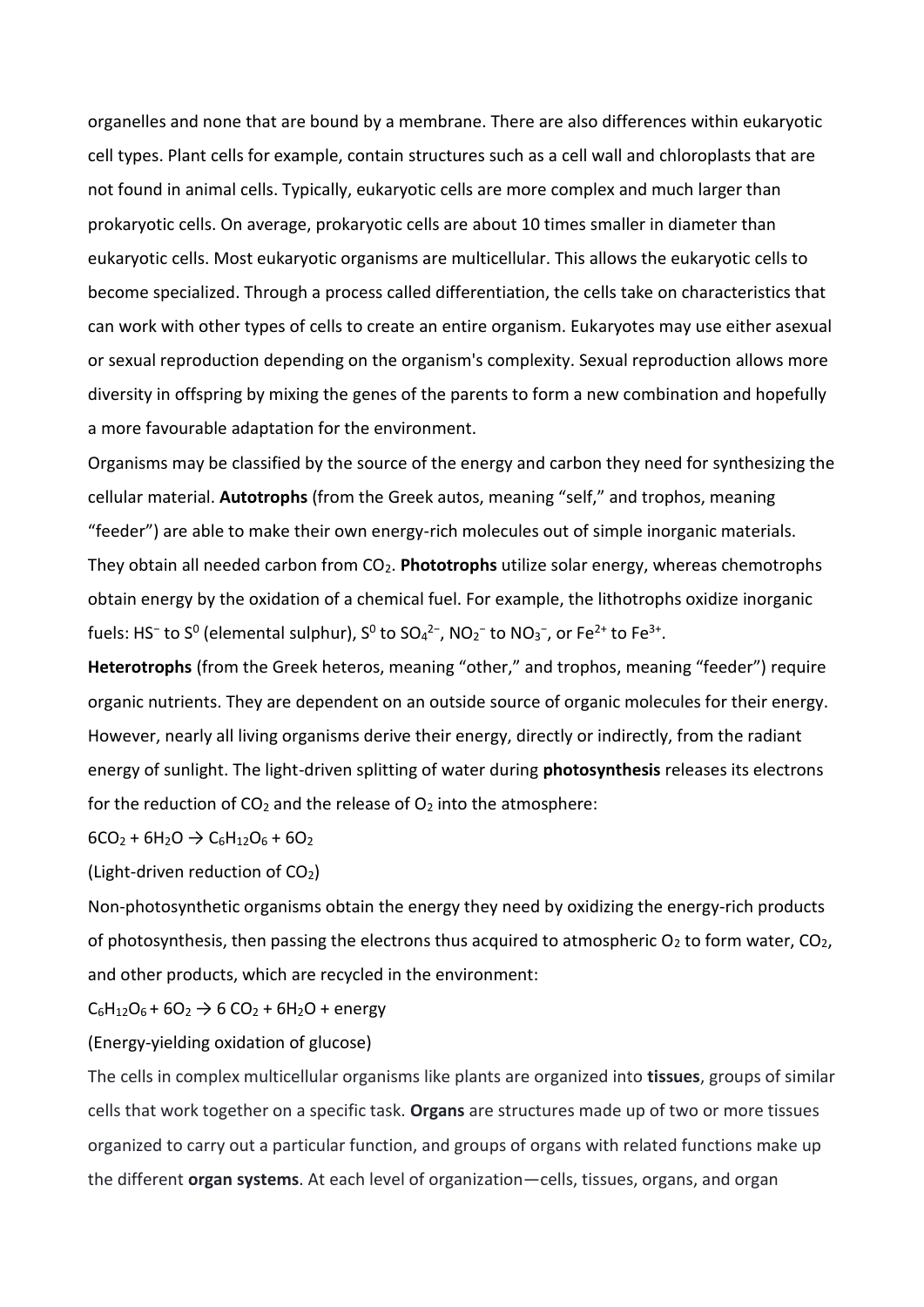organelles and none that are bound by a membrane. There are also differences within eukaryotic cell types. Plant cells for example, contain structures such as a cell wall and chloroplasts that are not found in animal cells. Typically, eukaryotic cells are more complex and much larger than prokaryotic cells. On average, prokaryotic cells are about 10 times smaller in diameter than eukaryotic cells. Most eukaryotic organisms are multicellular. This allows the eukaryotic cells to become specialized. Through a process called differentiation, the cells take on characteristics that can work with other types of cells to create an entire organism. Eukaryotes may use either asexual or sexual reproduction depending on the organism's complexity. Sexual reproduction allows more diversity in offspring by mixing the genes of the parents to form a new combination and hopefully a more favourable adaptation for the environment.

Organisms may be classified by the source of the energy and carbon they need for synthesizing the cellular material. **Autotrophs** (from the Greek autos, meaning "self," and trophos, meaning "feeder") are able to make their own energy-rich molecules out of simple inorganic materials. They obtain all needed carbon from $CO_2$. **Phototrophs** utilize solar energy, whereas chemotrophs obtain energy by the oxidation of a chemical fuel. For example, the lithotrophs oxidize inorganic fuels: $HS^-$ to $S^0$ (elemental sulphur), $S^0$ to $SO_4^{2-}$, $NO_2^-$ to $NO_3^-$, or $Fe^{2+}$ to $Fe^{3+}$.

**Heterotrophs** (from the Greek heteros, meaning "other," and trophos, meaning "feeder") require organic nutrients. They are dependent on an outside source of organic molecules for their energy. However, nearly all living organisms derive their energy, directly or indirectly, from the radiant energy of sunlight. The light-driven splitting of water during **photosynthesis** releases its electrons for the reduction of $CO_2$ and the release of $O_2$ into the atmosphere:

$$6CO_2 + 6H_2O \rightarrow C_6H_{12}O_6 + 6O_2$$

(Light-driven reduction of $CO_2$)

Non-photosynthetic organisms obtain the energy they need by oxidizing the energy-rich products of photosynthesis, then passing the electrons thus acquired to atmospheric $O_2$ to form water, $CO_2$, and other products, which are recycled in the environment:

$$C_6H_{12}O_6 + 6O_2 \rightarrow 6\ CO_2 + 6H_2O + \text{energy}$$

(Energy-yielding oxidation of glucose)

The cells in complex multicellular organisms like plants are organized into **tissues**, groups of similar cells that work together on a specific task. **Organs** are structures made up of two or more tissues organized to carry out a particular function, and groups of organs with related functions make up the different **organ systems**. At each level of organization—cells, tissues, organs, and organ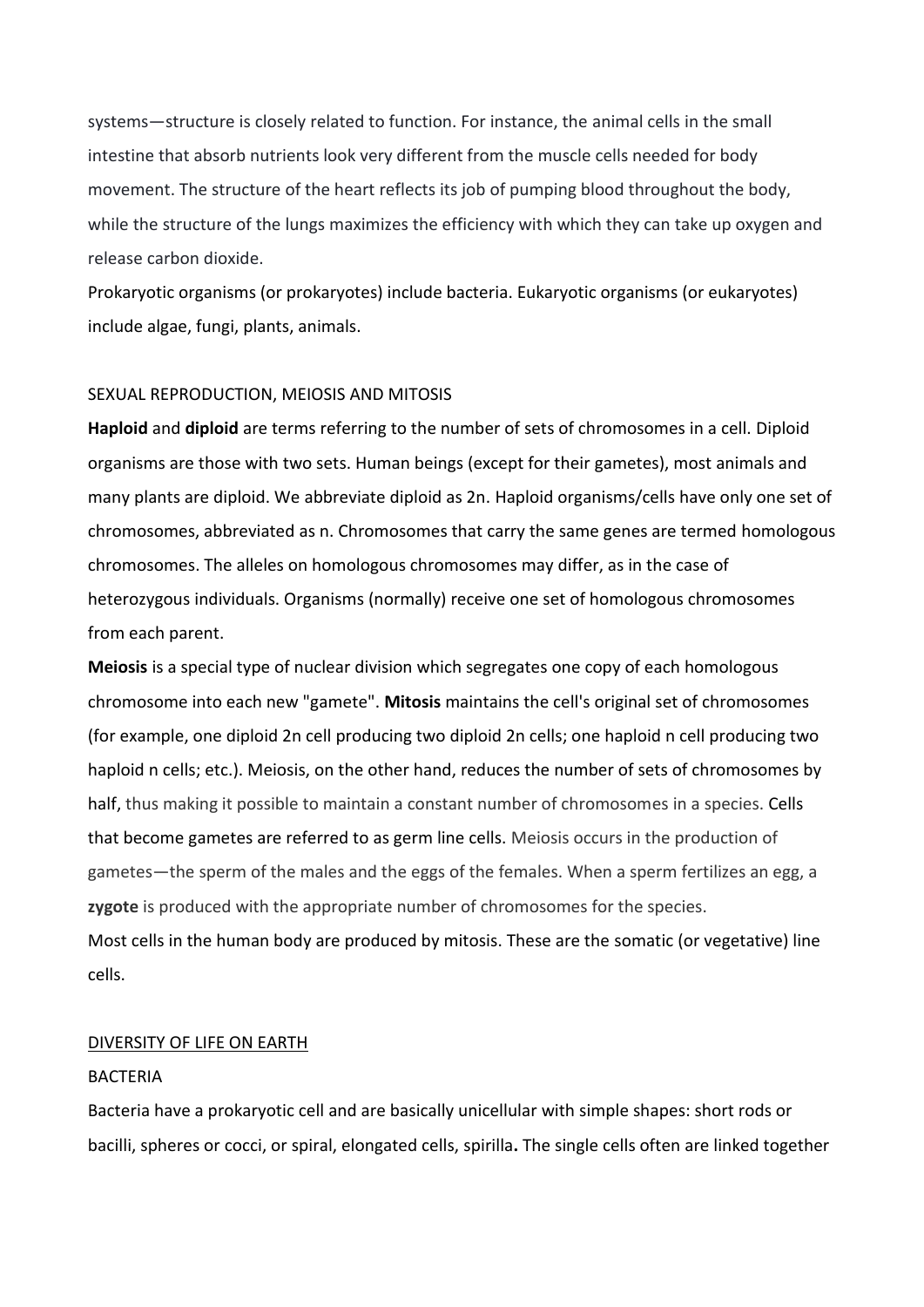systems—structure is closely related to function. For instance, the animal cells in the small intestine that absorb nutrients look very different from the muscle cells needed for body movement. The structure of the heart reflects its job of pumping blood throughout the body, while the structure of the lungs maximizes the efficiency with which they can take up oxygen and release carbon dioxide.

Prokaryotic organisms (or prokaryotes) include bacteria. Eukaryotic organisms (or eukaryotes) include algae, fungi, plants, animals.

SEXUAL REPRODUCTION, MEIOSIS AND MITOSIS

**Haploid** and **diploid** are terms referring to the number of sets of chromosomes in a cell. Diploid organisms are those with two sets. Human beings (except for their gametes), most animals and many plants are diploid. We abbreviate diploid as 2n. Haploid organisms/cells have only one set of chromosomes, abbreviated as n. Chromosomes that carry the same genes are termed homologous chromosomes. The alleles on homologous chromosomes may differ, as in the case of heterozygous individuals. Organisms (normally) receive one set of homologous chromosomes from each parent.

**Meiosis** is a special type of nuclear division which segregates one copy of each homologous chromosome into each new "gamete". **Mitosis** maintains the cell's original set of chromosomes (for example, one diploid 2n cell producing two diploid 2n cells; one haploid n cell producing two haploid n cells; etc.). Meiosis, on the other hand, reduces the number of sets of chromosomes by half, thus making it possible to maintain a constant number of chromosomes in a species. Cells that become gametes are referred to as germ line cells. Meiosis occurs in the production of gametes—the sperm of the males and the eggs of the females. When a sperm fertilizes an egg, a **zygote** is produced with the appropriate number of chromosomes for the species.

Most cells in the human body are produced by mitosis. These are the somatic (or vegetative) line cells.

DIVERSITY OF LIFE ON EARTH

BACTERIA

Bacteria have a prokaryotic cell and are basically unicellular with simple shapes: short rods or bacilli, spheres or cocci, or spiral, elongated cells, spirilla**.** The single cells often are linked together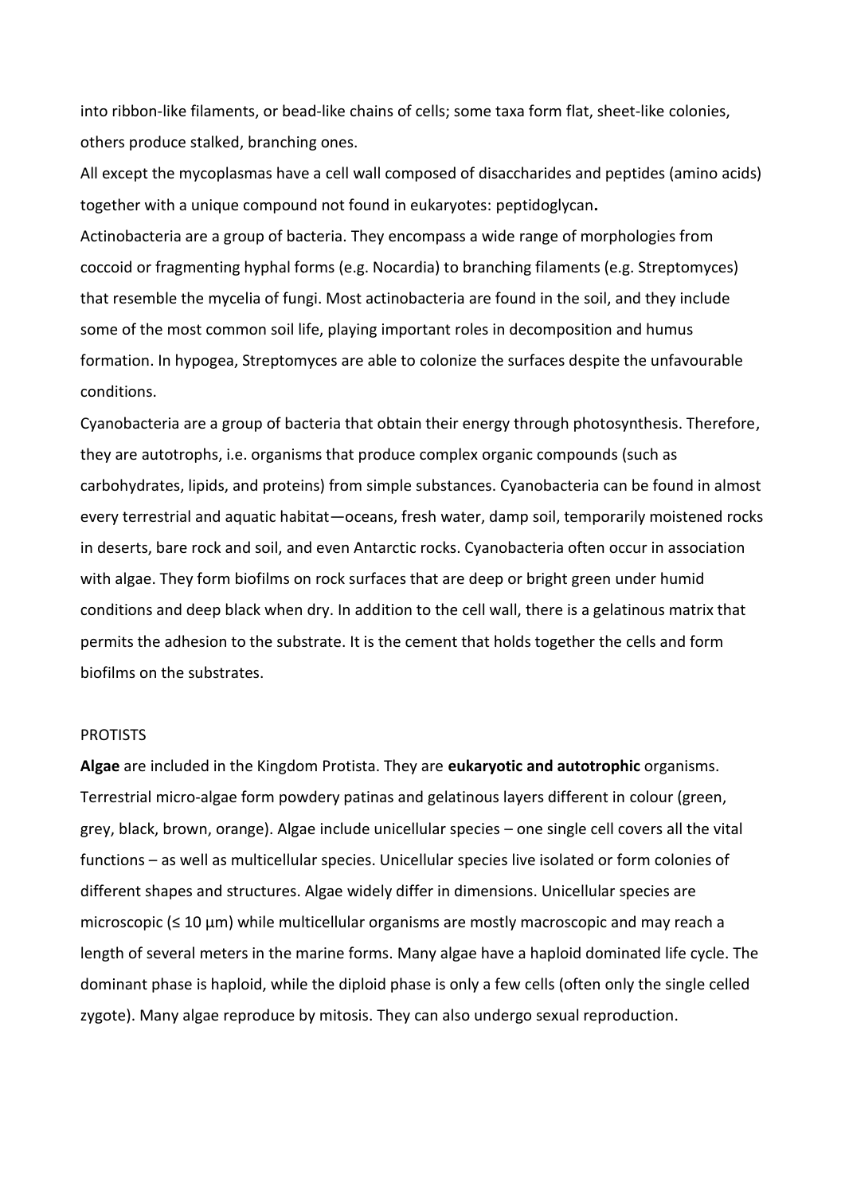into ribbon-like filaments, or bead-like chains of cells; some taxa form flat, sheet-like colonies, others produce stalked, branching ones.

All except the mycoplasmas have a cell wall composed of disaccharides and peptides (amino acids) together with a unique compound not found in eukaryotes: peptidoglycan**.**

Actinobacteria are a group of bacteria. They encompass a wide range of morphologies from coccoid or fragmenting hyphal forms (e.g. Nocardia) to branching filaments (e.g. Streptomyces) that resemble the mycelia of fungi. Most actinobacteria are found in the soil, and they include some of the most common soil life, playing important roles in decomposition and humus formation. In hypogea, Streptomyces are able to colonize the surfaces despite the unfavourable conditions.

Cyanobacteria are a group of bacteria that obtain their energy through photosynthesis. Therefore, they are autotrophs, i.e. organisms that produce complex organic compounds (such as carbohydrates, lipids, and proteins) from simple substances. Cyanobacteria can be found in almost every terrestrial and aquatic habitat—oceans, fresh water, damp soil, temporarily moistened rocks in deserts, bare rock and soil, and even Antarctic rocks. Cyanobacteria often occur in association with algae. They form biofilms on rock surfaces that are deep or bright green under humid conditions and deep black when dry. In addition to the cell wall, there is a gelatinous matrix that permits the adhesion to the substrate. It is the cement that holds together the cells and form biofilms on the substrates.

PROTISTS

**Algae** are included in the Kingdom Protista. They are **eukaryotic and autotrophic** organisms. Terrestrial micro-algae form powdery patinas and gelatinous layers different in colour (green, grey, black, brown, orange). Algae include unicellular species – one single cell covers all the vital functions – as well as multicellular species. Unicellular species live isolated or form colonies of different shapes and structures. Algae widely differ in dimensions. Unicellular species are microscopic (≤ 10 μm) while multicellular organisms are mostly macroscopic and may reach a length of several meters in the marine forms. Many algae have a haploid dominated life cycle. The dominant phase is haploid, while the diploid phase is only a few cells (often only the single celled zygote). Many algae reproduce by mitosis. They can also undergo sexual reproduction.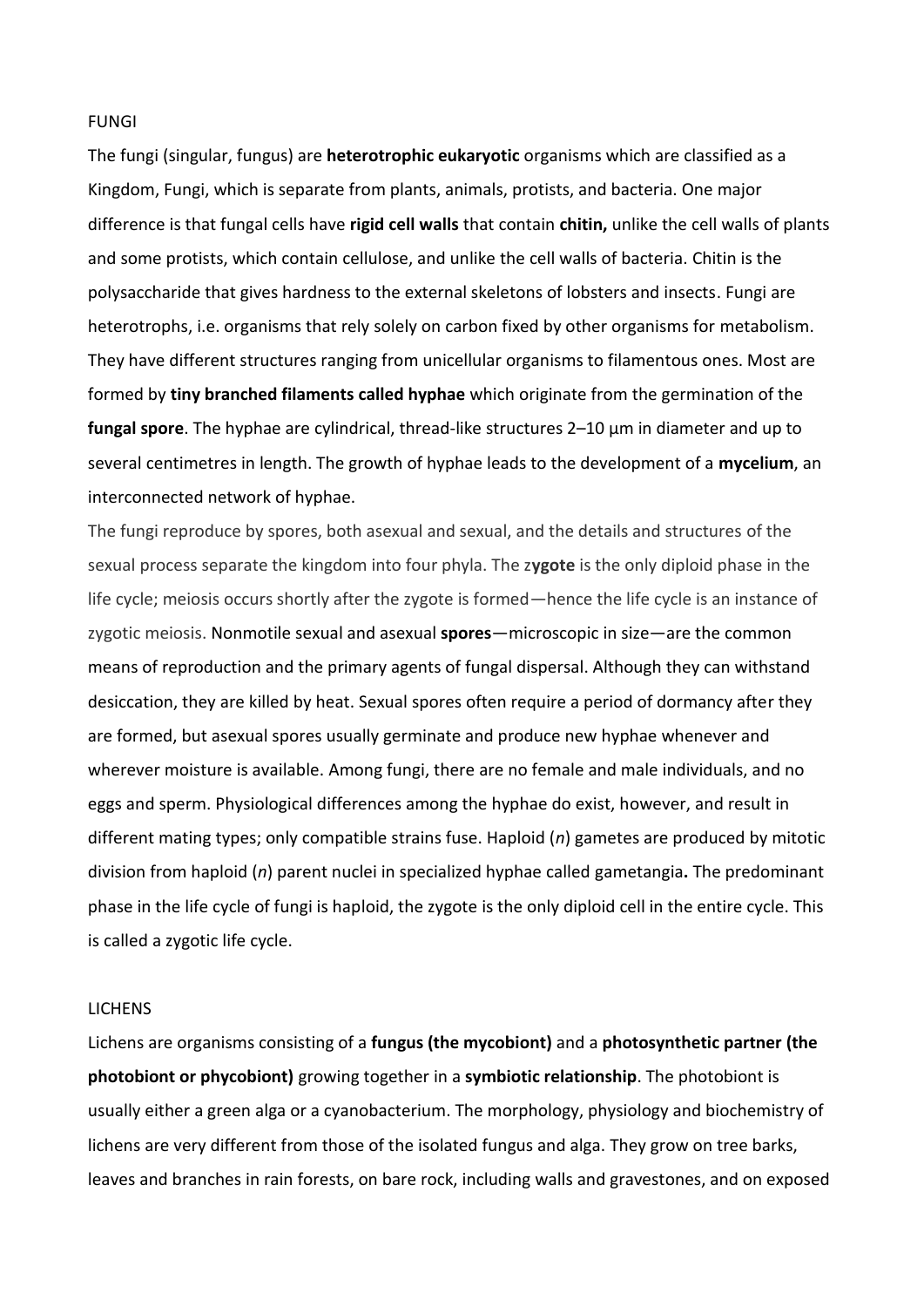# FUNGI

The fungi (singular, fungus) are **heterotrophic eukaryotic** organisms which are classified as a Kingdom, Fungi, which is separate from plants, animals, protists, and bacteria. One major difference is that fungal cells have **rigid cell walls** that contain **chitin,** unlike the cell walls of plants and some protists, which contain cellulose, and unlike the cell walls of bacteria. Chitin is the polysaccharide that gives hardness to the external skeletons of lobsters and insects. Fungi are heterotrophs, i.e. organisms that rely solely on carbon fixed by other organisms for metabolism. They have different structures ranging from unicellular organisms to filamentous ones. Most are formed by **tiny branched filaments called hyphae** which originate from the germination of the **fungal spore**. The hyphae are cylindrical, thread-like structures 2–10 µm in diameter and up to several centimetres in length. The growth of hyphae leads to the development of a **mycelium**, an interconnected network of hyphae.

The fungi reproduce by spores, both asexual and sexual, and the details and structures of the sexual process separate the kingdom into four phyla. The z**ygote** is the only diploid phase in the life cycle; meiosis occurs shortly after the zygote is formed—hence the life cycle is an instance of zygotic meiosis. Nonmotile sexual and asexual **spores**—microscopic in size—are the common means of reproduction and the primary agents of fungal dispersal. Although they can withstand desiccation, they are killed by heat. Sexual spores often require a period of dormancy after they are formed, but asexual spores usually germinate and produce new hyphae whenever and wherever moisture is available. Among fungi, there are no female and male individuals, and no eggs and sperm. Physiological differences among the hyphae do exist, however, and result in different mating types; only compatible strains fuse. Haploid (*n*) gametes are produced by mitotic division from haploid (*n*) parent nuclei in specialized hyphae called gametangia**.** The predominant phase in the life cycle of fungi is haploid, the zygote is the only diploid cell in the entire cycle. This is called a zygotic life cycle.

# LICHENS

Lichens are organisms consisting of a **fungus (the mycobiont)** and a **photosynthetic partner (the photobiont or phycobiont)** growing together in a **symbiotic relationship**. The photobiont is usually either a green alga or a cyanobacterium. The morphology, physiology and biochemistry of lichens are very different from those of the isolated fungus and alga. They grow on tree barks, leaves and branches in rain forests, on bare rock, including walls and gravestones, and on exposed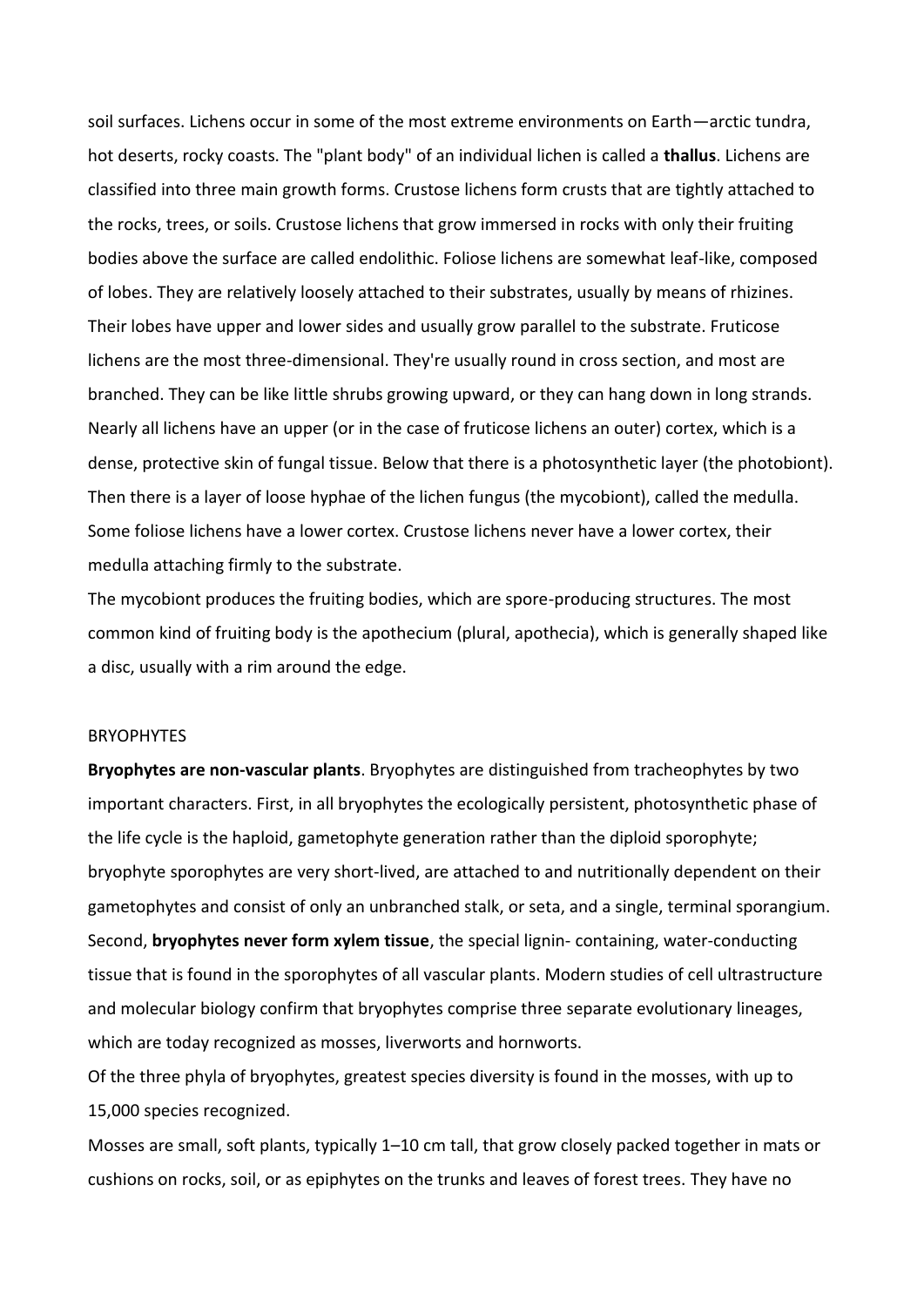soil surfaces. Lichens occur in some of the most extreme environments on Earth—arctic tundra, hot deserts, rocky coasts. The "plant body" of an individual lichen is called a **thallus**. Lichens are classified into three main growth forms. Crustose lichens form crusts that are tightly attached to the rocks, trees, or soils. Crustose lichens that grow immersed in rocks with only their fruiting bodies above the surface are called endolithic. Foliose lichens are somewhat leaf-like, composed of lobes. They are relatively loosely attached to their substrates, usually by means of rhizines. Their lobes have upper and lower sides and usually grow parallel to the substrate. Fruticose lichens are the most three-dimensional. They're usually round in cross section, and most are branched. They can be like little shrubs growing upward, or they can hang down in long strands. Nearly all lichens have an upper (or in the case of fruticose lichens an outer) cortex, which is a dense, protective skin of fungal tissue. Below that there is a photosynthetic layer (the photobiont). Then there is a layer of loose hyphae of the lichen fungus (the mycobiont), called the medulla. Some foliose lichens have a lower cortex. Crustose lichens never have a lower cortex, their medulla attaching firmly to the substrate.

The mycobiont produces the fruiting bodies, which are spore-producing structures. The most common kind of fruiting body is the apothecium (plural, apothecia), which is generally shaped like a disc, usually with a rim around the edge.

## BRYOPHYTES

**Bryophytes are non-vascular plants**. Bryophytes are distinguished from tracheophytes by two important characters. First, in all bryophytes the ecologically persistent, photosynthetic phase of the life cycle is the haploid, gametophyte generation rather than the diploid sporophyte; bryophyte sporophytes are very short-lived, are attached to and nutritionally dependent on their gametophytes and consist of only an unbranched stalk, or seta, and a single, terminal sporangium. Second, **bryophytes never form xylem tissue**, the special lignin- containing, water-conducting tissue that is found in the sporophytes of all vascular plants. Modern studies of cell ultrastructure and molecular biology confirm that bryophytes comprise three separate evolutionary lineages, which are today recognized as mosses, liverworts and hornworts.

Of the three phyla of bryophytes, greatest species diversity is found in the mosses, with up to 15,000 species recognized.

Mosses are small, soft plants, typically 1–10 cm tall, that grow closely packed together in mats or cushions on rocks, soil, or as epiphytes on the trunks and leaves of forest trees. They have no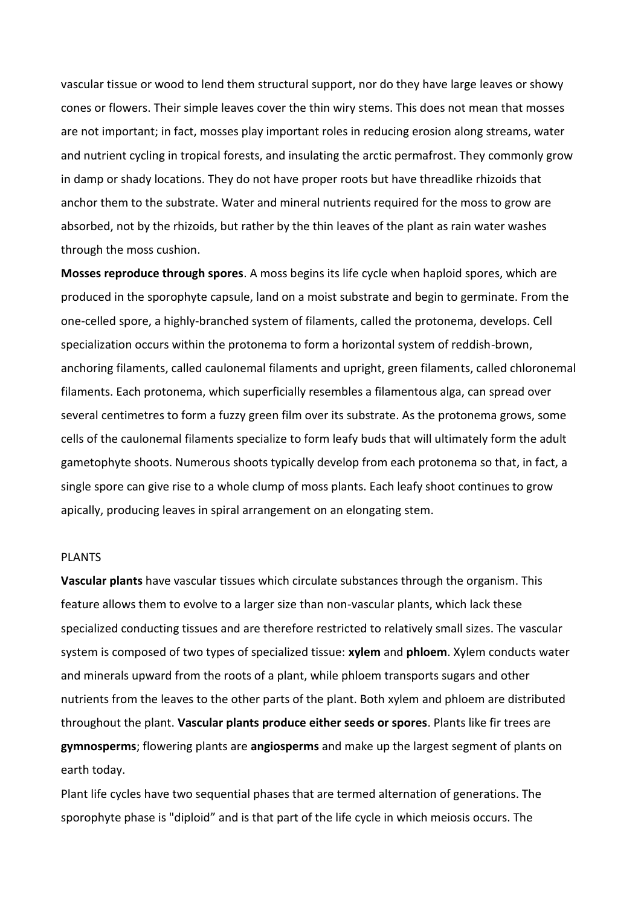vascular tissue or wood to lend them structural support, nor do they have large leaves or showy cones or flowers. Their simple leaves cover the thin wiry stems. This does not mean that mosses are not important; in fact, mosses play important roles in reducing erosion along streams, water and nutrient cycling in tropical forests, and insulating the arctic permafrost. They commonly grow in damp or shady locations. They do not have proper roots but have threadlike rhizoids that anchor them to the substrate. Water and mineral nutrients required for the moss to grow are absorbed, not by the rhizoids, but rather by the thin leaves of the plant as rain water washes through the moss cushion.

**Mosses reproduce through spores**. A moss begins its life cycle when haploid spores, which are produced in the sporophyte capsule, land on a moist substrate and begin to germinate. From the one-celled spore, a highly-branched system of filaments, called the protonema, develops. Cell specialization occurs within the protonema to form a horizontal system of reddish-brown, anchoring filaments, called caulonemal filaments and upright, green filaments, called chloronemal filaments. Each protonema, which superficially resembles a filamentous alga, can spread over several centimetres to form a fuzzy green film over its substrate. As the protonema grows, some cells of the caulonemal filaments specialize to form leafy buds that will ultimately form the adult gametophyte shoots. Numerous shoots typically develop from each protonema so that, in fact, a single spore can give rise to a whole clump of moss plants. Each leafy shoot continues to grow apically, producing leaves in spiral arrangement on an elongating stem.

PLANTS

**Vascular plants** have vascular tissues which circulate substances through the organism. This feature allows them to evolve to a larger size than non-vascular plants, which lack these specialized conducting tissues and are therefore restricted to relatively small sizes. The vascular system is composed of two types of specialized tissue: **xylem** and **phloem**. Xylem conducts water and minerals upward from the roots of a plant, while phloem transports sugars and other nutrients from the leaves to the other parts of the plant. Both xylem and phloem are distributed throughout the plant. **Vascular plants produce either seeds or spores**. Plants like fir trees are **gymnosperms**; flowering plants are **angiosperms** and make up the largest segment of plants on earth today.

Plant life cycles have two sequential phases that are termed alternation of generations. The sporophyte phase is "diploid" and is that part of the life cycle in which meiosis occurs. The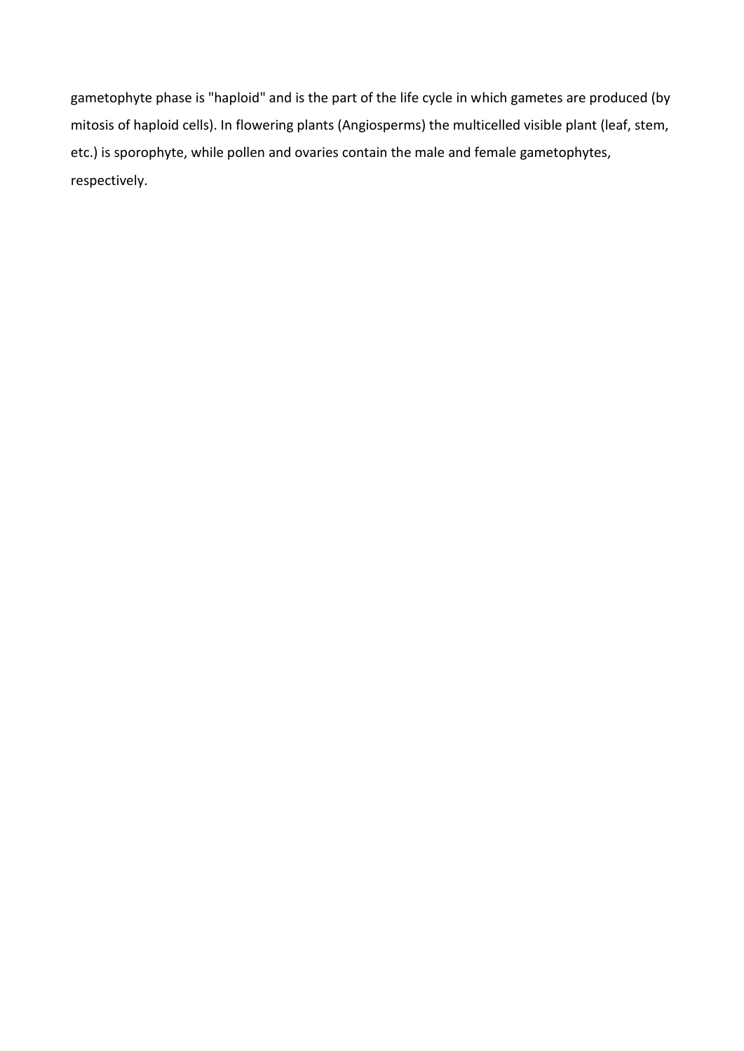gametophyte phase is "haploid" and is the part of the life cycle in which gametes are produced (by mitosis of haploid cells). In flowering plants (Angiosperms) the multicelled visible plant (leaf, stem, etc.) is sporophyte, while pollen and ovaries contain the male and female gametophytes, respectively.